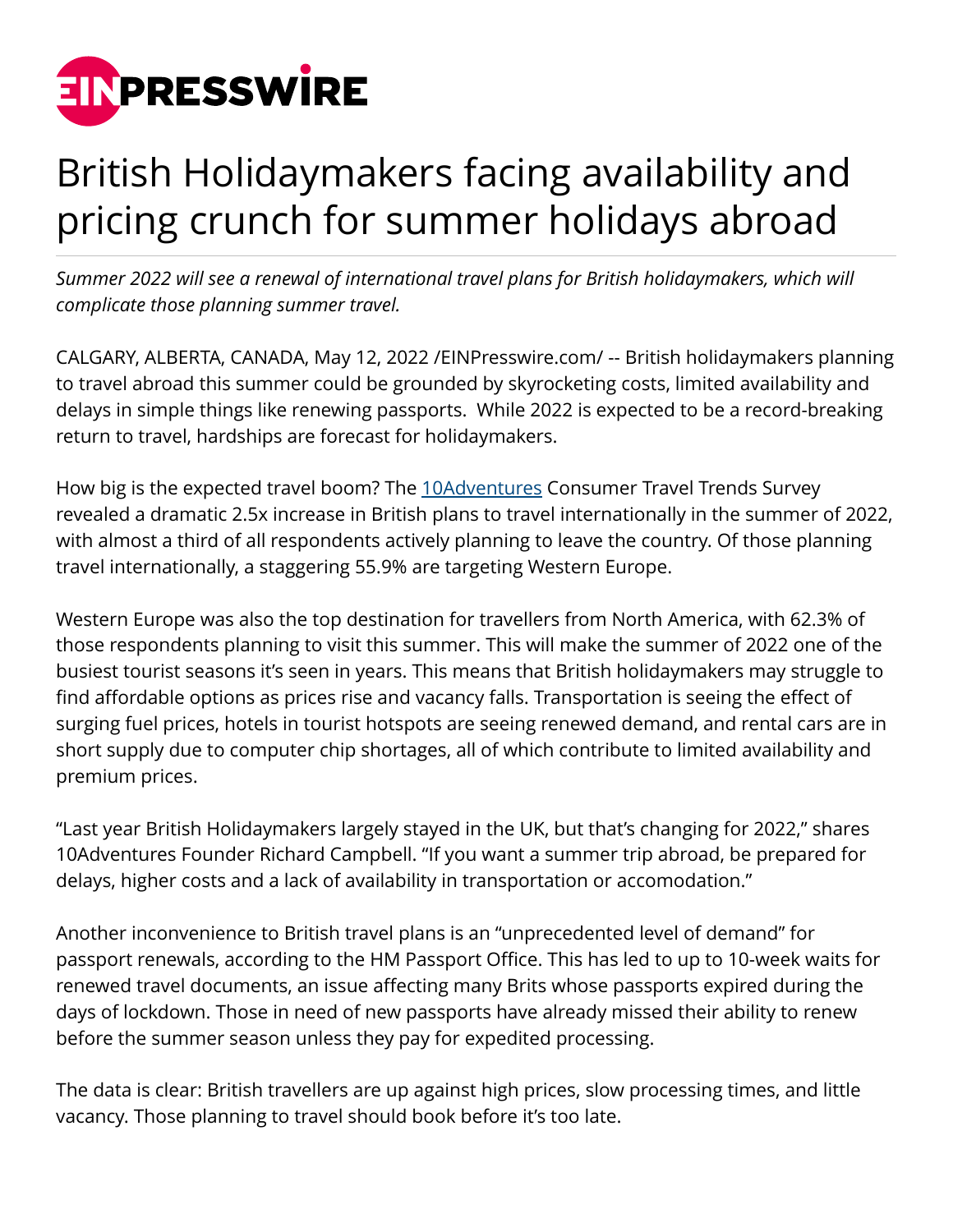# British Holidaymakers facing availability and pricing crunch for summer holidays abroad

*Summer 2022 will see a renewal of international travel plans for British holidaymakers, which will complicate those planning summer travel.*

CALGARY, ALBERTA, CANADA, May 12, 2022 /EINPresswire.com/ -- British holidaymakers planning to travel abroad this summer could be grounded by skyrocketing costs, limited availability and delays in simple things like renewing passports.  While 2022 is expected to be a record-breaking return to travel, hardships are forecast for holidaymakers.

How big is the expected travel boom? The 10Adventures Consumer Travel Trends Survey revealed a dramatic 2.5x increase in British plans to travel internationally in the summer of 2022, with almost a third of all respondents actively planning to leave the country. Of those planning travel internationally, a staggering 55.9% are targeting Western Europe.

Western Europe was also the top destination for travellers from North America, with 62.3% of those respondents planning to visit this summer. This will make the summer of 2022 one of the busiest tourist seasons it's seen in years. This means that British holidaymakers may struggle to find affordable options as prices rise and vacancy falls. Transportation is seeing the effect of surging fuel prices, hotels in tourist hotspots are seeing renewed demand, and rental cars are in short supply due to computer chip shortages, all of which contribute to limited availability and premium prices.

"Last year British Holidaymakers largely stayed in the UK, but that's changing for 2022," shares 10Adventures Founder Richard Campbell. "If you want a summer trip abroad, be prepared for delays, higher costs and a lack of availability in transportation or accomodation."

Another inconvenience to British travel plans is an "unprecedented level of demand" for passport renewals, according to the HM Passport Office. This has led to up to 10-week waits for renewed travel documents, an issue affecting many Brits whose passports expired during the days of lockdown. Those in need of new passports have already missed their ability to renew before the summer season unless they pay for expedited processing.

The data is clear: British travellers are up against high prices, slow processing times, and little vacancy. Those planning to travel should book before it's too late.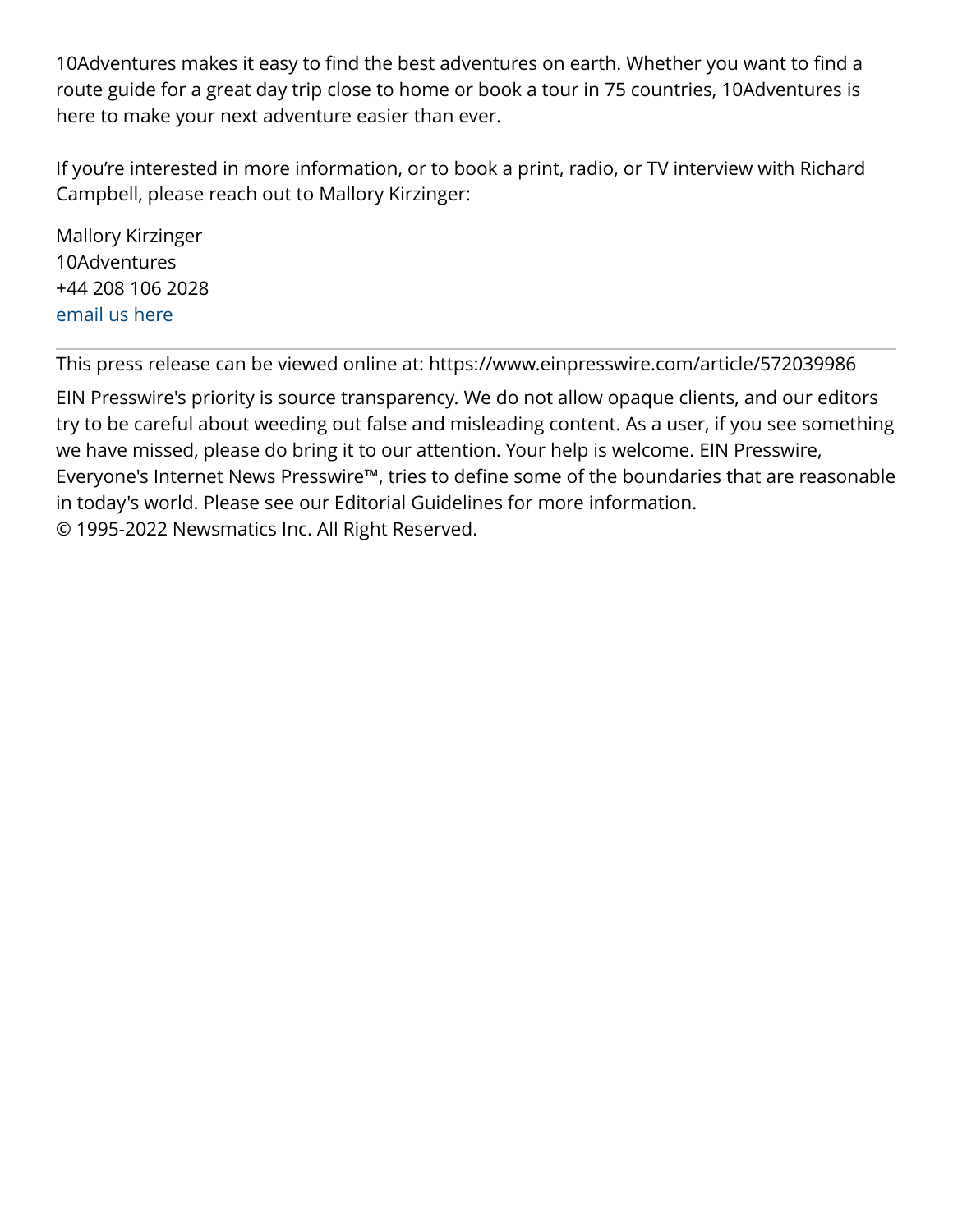10Adventures makes it easy to find the best adventures on earth. Whether you want to find a route guide for a great day trip close to home or book a tour in 75 countries, 10Adventures is here to make your next adventure easier than ever.

If you're interested in more information, or to book a print, radio, or TV interview with Richard Campbell, please reach out to Mallory Kirzinger:

Mallory Kirzinger
10Adventures
+44 208 106 2028
email us here

---

This press release can be viewed online at: https://www.einpresswire.com/article/572039986

EIN Presswire's priority is source transparency. We do not allow opaque clients, and our editors try to be careful about weeding out false and misleading content. As a user, if you see something we have missed, please do bring it to our attention. Your help is welcome. EIN Presswire, Everyone's Internet News Presswire™, tries to define some of the boundaries that are reasonable in today's world. Please see our Editorial Guidelines for more information.
© 1995-2022 Newsmatics Inc. All Right Reserved.